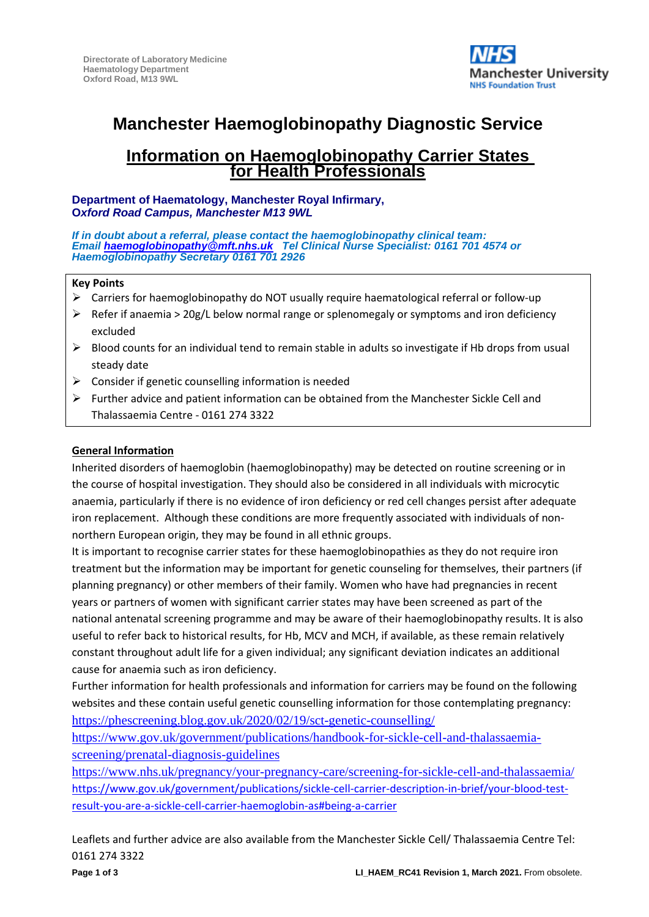Directorate of Laboratory Medicine
Haematology Department
Oxford Road, M13 9WL

NHS Manchester University NHS Foundation Trust

# Manchester Haemoglobinopathy Diagnostic Service

## Information on Haemoglobinopathy Carrier States for Health Professionals

**Department of Haematology, Manchester Royal Infirmary,**
***Oxford Road Campus, Manchester M13 9WL***

***If in doubt about a referral, please contact the haemoglobinopathy clinical team:***
***Email [haemoglobinopathy@mft.nhs.uk](mailto:haemoglobinopathy@mft.nhs.uk) Tel Clinical Nurse Specialist: 0161 701 4574 or Haemoglobinopathy Secretary 0161 701 2926***

**Key Points**

- Carriers for haemoglobinopathy do NOT usually require haematological referral or follow-up
- Refer if anaemia > 20g/L below normal range or splenomegaly or symptoms and iron deficiency excluded
- Blood counts for an individual tend to remain stable in adults so investigate if Hb drops from usual steady date
- Consider if genetic counselling information is needed
- Further advice and patient information can be obtained from the Manchester Sickle Cell and Thalassaemia Centre - 0161 274 3322

**General Information**

Inherited disorders of haemoglobin (haemoglobinopathy) may be detected on routine screening or in the course of hospital investigation. They should also be considered in all individuals with microcytic anaemia, particularly if there is no evidence of iron deficiency or red cell changes persist after adequate iron replacement. Although these conditions are more frequently associated with individuals of non-northern European origin, they may be found in all ethnic groups.

It is important to recognise carrier states for these haemoglobinopathies as they do not require iron treatment but the information may be important for genetic counseling for themselves, their partners (if planning pregnancy) or other members of their family. Women who have had pregnancies in recent years or partners of women with significant carrier states may have been screened as part of the national antenatal screening programme and may be aware of their haemoglobinopathy results. It is also useful to refer back to historical results, for Hb, MCV and MCH, if available, as these remain relatively constant throughout adult life for a given individual; any significant deviation indicates an additional cause for anaemia such as iron deficiency.

Further information for health professionals and information for carriers may be found on the following websites and these contain useful genetic counselling information for those contemplating pregnancy:

https://phescreening.blog.gov.uk/2020/02/19/sct-genetic-counselling/

https://www.gov.uk/government/publications/handbook-for-sickle-cell-and-thalassaemia-screening/prenatal-diagnosis-guidelines

https://www.nhs.uk/pregnancy/your-pregnancy-care/screening-for-sickle-cell-and-thalassaemia/

https://www.gov.uk/government/publications/sickle-cell-carrier-description-in-brief/your-blood-test-result-you-are-a-sickle-cell-carrier-haemoglobin-as#being-a-carrier

Leaflets and further advice are also available from the Manchester Sickle Cell/ Thalassaemia Centre Tel: 0161 274 3322

**LI_HAEM_RC41 Revision 1, March 2021.** From obsolete.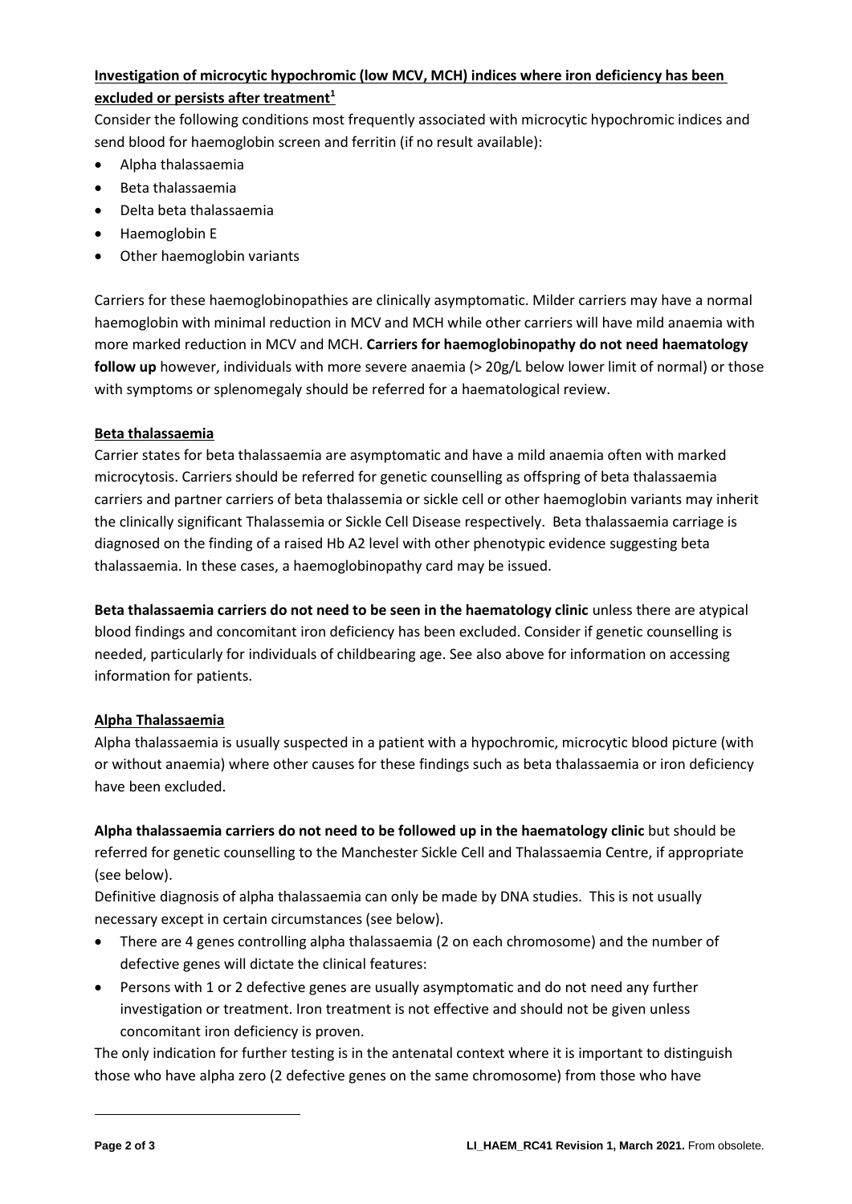**Investigation of microcytic hypochromic (low MCV, MCH) indices where iron deficiency has been excluded or persists after treatment[1]**

Consider the following conditions most frequently associated with microcytic hypochromic indices and send blood for haemoglobin screen and ferritin (if no result available):

- Alpha thalassaemia
- Beta thalassaemia
- Delta beta thalassaemia
- Haemoglobin E
- Other haemoglobin variants

Carriers for these haemoglobinopathies are clinically asymptomatic. Milder carriers may have a normal haemoglobin with minimal reduction in MCV and MCH while other carriers will have mild anaemia with more marked reduction in MCV and MCH. **Carriers for haemoglobinopathy do not need haematology follow up** however, individuals with more severe anaemia (> 20g/L below lower limit of normal) or those with symptoms or splenomegaly should be referred for a haematological review.

**Beta thalassaemia**

Carrier states for beta thalassaemia are asymptomatic and have a mild anaemia often with marked microcytosis. Carriers should be referred for genetic counselling as offspring of beta thalassaemia carriers and partner carriers of beta thalassemia or sickle cell or other haemoglobin variants may inherit the clinically significant Thalassemia or Sickle Cell Disease respectively. Beta thalassaemia carriage is diagnosed on the finding of a raised Hb A2 level with other phenotypic evidence suggesting beta thalassaemia. In these cases, a haemoglobinopathy card may be issued.

**Beta thalassaemia carriers do not need to be seen in the haematology clinic** unless there are atypical blood findings and concomitant iron deficiency has been excluded. Consider if genetic counselling is needed, particularly for individuals of childbearing age. See also above for information on accessing information for patients.

**Alpha Thalassaemia**

Alpha thalassaemia is usually suspected in a patient with a hypochromic, microcytic blood picture (with or without anaemia) where other causes for these findings such as beta thalassaemia or iron deficiency have been excluded.

**Alpha thalassaemia carriers do not need to be followed up in the haematology clinic** but should be referred for genetic counselling to the Manchester Sickle Cell and Thalassaemia Centre, if appropriate (see below).

Definitive diagnosis of alpha thalassaemia can only be made by DNA studies. This is not usually necessary except in certain circumstances (see below).

- There are 4 genes controlling alpha thalassaemia (2 on each chromosome) and the number of defective genes will dictate the clinical features:
- Persons with 1 or 2 defective genes are usually asymptomatic and do not need any further investigation or treatment. Iron treatment is not effective and should not be given unless concomitant iron deficiency is proven.

The only indication for further testing is in the antenatal context where it is important to distinguish those who have alpha zero (2 defective genes on the same chromosome) from those who have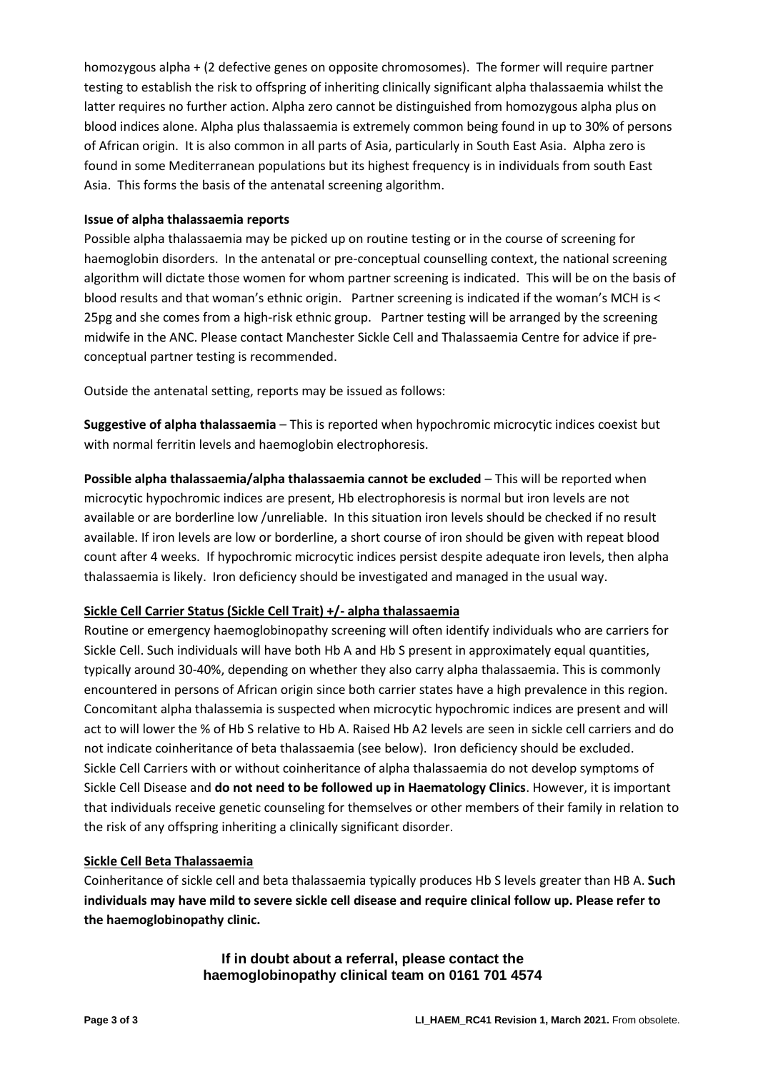homozygous alpha + (2 defective genes on opposite chromosomes). The former will require partner testing to establish the risk to offspring of inheriting clinically significant alpha thalassaemia whilst the latter requires no further action. Alpha zero cannot be distinguished from homozygous alpha plus on blood indices alone. Alpha plus thalassaemia is extremely common being found in up to 30% of persons of African origin. It is also common in all parts of Asia, particularly in South East Asia. Alpha zero is found in some Mediterranean populations but its highest frequency is in individuals from south East Asia. This forms the basis of the antenatal screening algorithm.

**Issue of alpha thalassaemia reports**

Possible alpha thalassaemia may be picked up on routine testing or in the course of screening for haemoglobin disorders. In the antenatal or pre-conceptual counselling context, the national screening algorithm will dictate those women for whom partner screening is indicated. This will be on the basis of blood results and that woman's ethnic origin. Partner screening is indicated if the woman's MCH is < 25pg and she comes from a high-risk ethnic group. Partner testing will be arranged by the screening midwife in the ANC. Please contact Manchester Sickle Cell and Thalassaemia Centre for advice if pre-conceptual partner testing is recommended.

Outside the antenatal setting, reports may be issued as follows:

**Suggestive of alpha thalassaemia** – This is reported when hypochromic microcytic indices coexist but with normal ferritin levels and haemoglobin electrophoresis.

**Possible alpha thalassaemia/alpha thalassaemia cannot be excluded** – This will be reported when microcytic hypochromic indices are present, Hb electrophoresis is normal but iron levels are not available or are borderline low /unreliable. In this situation iron levels should be checked if no result available. If iron levels are low or borderline, a short course of iron should be given with repeat blood count after 4 weeks. If hypochromic microcytic indices persist despite adequate iron levels, then alpha thalassaemia is likely. Iron deficiency should be investigated and managed in the usual way.

**Sickle Cell Carrier Status (Sickle Cell Trait) +/- alpha thalassaemia**

Routine or emergency haemoglobinopathy screening will often identify individuals who are carriers for Sickle Cell. Such individuals will have both Hb A and Hb S present in approximately equal quantities, typically around 30-40%, depending on whether they also carry alpha thalassaemia. This is commonly encountered in persons of African origin since both carrier states have a high prevalence in this region. Concomitant alpha thalassemia is suspected when microcytic hypochromic indices are present and will act to will lower the % of Hb S relative to Hb A. Raised Hb A2 levels are seen in sickle cell carriers and do not indicate coinheritance of beta thalassaemia (see below). Iron deficiency should be excluded. Sickle Cell Carriers with or without coinheritance of alpha thalassaemia do not develop symptoms of Sickle Cell Disease and **do not need to be followed up in Haematology Clinics**. However, it is important that individuals receive genetic counseling for themselves or other members of their family in relation to the risk of any offspring inheriting a clinically significant disorder.

**Sickle Cell Beta Thalassaemia**

Coinheritance of sickle cell and beta thalassaemia typically produces Hb S levels greater than HB A. **Such individuals may have mild to severe sickle cell disease and require clinical follow up. Please refer to the haemoglobinopathy clinic.**

**If in doubt about a referral, please contact the haemoglobinopathy clinical team on 0161 701 4574**

**LI_HAEM_RC41 Revision 1, March 2021.** From obsolete.